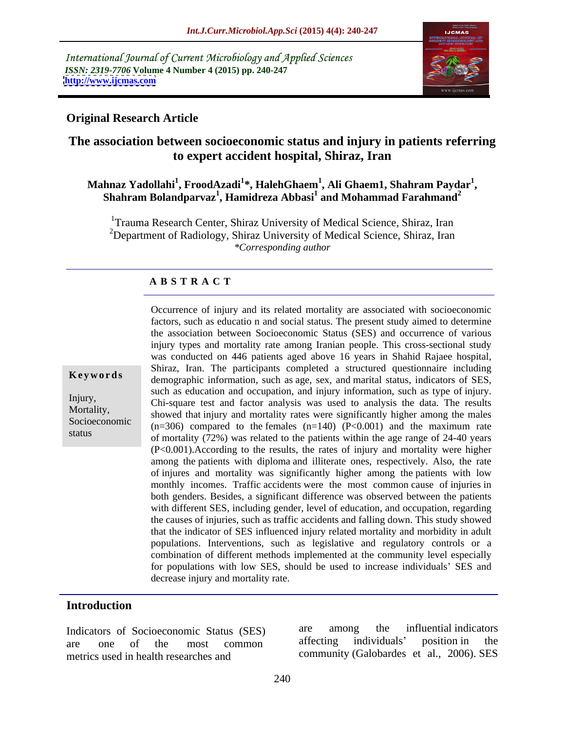International Journal of Current Microbiology and Applied Sciences
*ISSN: 2319-7706* **Volume 4 Number 4 (2015) pp. 240-247**
**http://www.ijcmas.com**

## Original Research Article

# The association between socioeconomic status and injury in patients referring to expert accident hospital, Shiraz, Iran

**Mahnaz Yadollahi[1], FroodAzadi[1]*, HalehGhaem[1], Ali Ghaem1, Shahram Paydar[1], Shahram Bolandparvaz[1], Hamidreza Abbasi[1] and Mohammad Farahmand[2]**

[1]Trauma Research Center, Shiraz University of Medical Science, Shiraz, Iran
[2]Department of Radiology, Shiraz University of Medical Science, Shiraz, Iran
*\*Corresponding author*

## A B S T R A C T

**Keywords**

Injury, Mortality, Socioeconomic status

Occurrence of injury and its related mortality are associated with socioeconomic factors, such as educatio n and social status. The present study aimed to determine the association between Socioeconomic Status (SES) and occurrence of various injury types and mortality rate among Iranian people. This cross-sectional study was conducted on 446 patients aged above 16 years in Shahid Rajaee hospital, Shiraz, Iran. The participants completed a structured questionnaire including demographic information, such as age, sex, and marital status, indicators of SES, such as education and occupation, and injury information, such as type of injury. Chi-square test and factor analysis was used to analysis the data. The results showed that injury and mortality rates were significantly higher among the males (n=306) compared to the females (n=140) (P<0.001) and the maximum rate of mortality (72%) was related to the patients within the age range of 24-40 years (P<0.001).According to the results, the rates of injury and mortality were higher among the patients with diploma and illiterate ones, respectively. Also, the rate of injures and mortality was significantly higher among the patients with low monthly incomes. Traffic accidents were the most common cause of injuries in both genders. Besides, a significant difference was observed between the patients with different SES, including gender, level of education, and occupation, regarding the causes of injuries, such as traffic accidents and falling down. This study showed that the indicator of SES influenced injury related mortality and morbidity in adult populations. Interventions, such as legislative and regulatory controls or a combination of different methods implemented at the community level especially for populations with low SES, should be used to increase individuals' SES and decrease injury and mortality rate.

## Introduction

Indicators of Socioeconomic Status (SES) are one of the most common metrics used in health researches and are among the influential indicators affecting individuals' position in the community (Galobardes et al., 2006). SES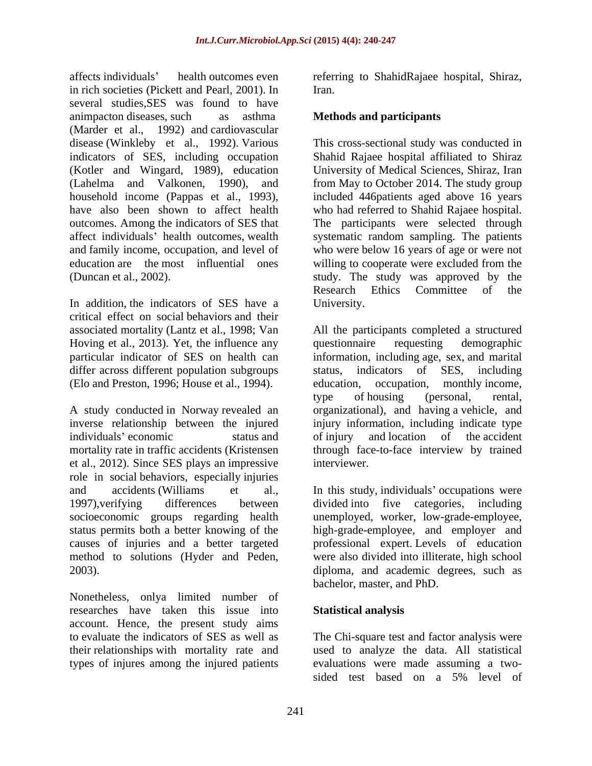affects individuals' health outcomes even in rich societies (Pickett and Pearl, 2001). In several studies,SES was found to have animpacton diseases, such as asthma (Marder et al., 1992) and cardiovascular disease (Winkleby et al., 1992). Various indicators of SES, including occupation (Kotler and Wingard, 1989), education (Lahelma and Valkonen, 1990), and household income (Pappas et al., 1993), have also been shown to affect health outcomes. Among the indicators of SES that affect individuals' health outcomes, wealth and family income, occupation, and level of education are the most influential ones (Duncan et al., 2002).

In addition, the indicators of SES have a critical effect on social behaviors and their associated mortality (Lantz et al., 1998; Van Hoving et al., 2013). Yet, the influence any particular indicator of SES on health can differ across different population subgroups (Elo and Preston, 1996; House et al., 1994).

A study conducted in Norway revealed an inverse relationship between the injured individuals' economic status and mortality rate in traffic accidents (Kristensen et al., 2012). Since SES plays an impressive role in social behaviors, especially injuries and accidents (Williams et al., 1997),verifying differences between socioeconomic groups regarding health status permits both a better knowing of the causes of injuries and a better targeted method to solutions (Hyder and Peden, 2003).

Nonetheless, onlya limited number of researches have taken this issue into account. Hence, the present study aims to evaluate the indicators of SES as well as their relationships with mortality rate and types of injures among the injured patients referring to ShahidRajaee hospital, Shiraz, Iran.

## Methods and participants

This cross-sectional study was conducted in Shahid Rajaee hospital affiliated to Shiraz University of Medical Sciences, Shiraz, Iran from May to October 2014. The study group included 446patients aged above 16 years who had referred to Shahid Rajaee hospital. The participants were selected through systematic random sampling. The patients who were below 16 years of age or were not willing to cooperate were excluded from the study. The study was approved by the Research Ethics Committee of the University.

All the participants completed a structured questionnaire requesting demographic information, including age, sex, and marital status, indicators of SES, including education, occupation, monthly income, type of housing (personal, rental, organizational), and having a vehicle, and injury information, including indicate type of injury and location of the accident through face-to-face interview by trained interviewer.

In this study, individuals' occupations were divided into five categories, including unemployed, worker, low-grade-employee, high-grade-employee, and employer and professional expert. Levels of education were also divided into illiterate, high school diploma, and academic degrees, such as bachelor, master, and PhD.

## Statistical analysis

The Chi-square test and factor analysis were used to analyze the data. All statistical evaluations were made assuming a two-sided test based on a 5% level of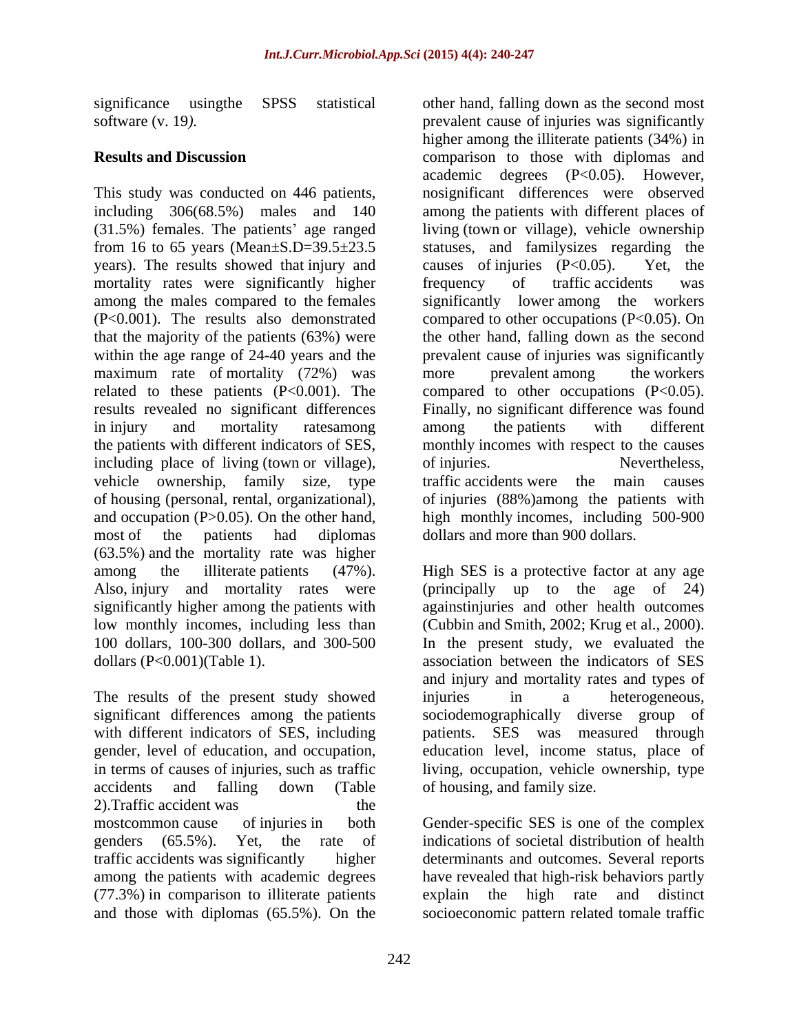significance usingthe SPSS statistical software (v. 19).

## Results and Discussion

This study was conducted on 446 patients, including 306(68.5%) males and 140 (31.5%) females. The patients' age ranged from 16 to 65 years (Mean±S.D=39.5±23.5 years). The results showed that injury and mortality rates were significantly higher among the males compared to the females (P<0.001). The results also demonstrated that the majority of the patients (63%) were within the age range of 24-40 years and the maximum rate of mortality (72%) was related to these patients (P<0.001). The results revealed no significant differences in injury and mortality ratesamong the patients with different indicators of SES, including place of living (town or village), vehicle ownership, family size, type of housing (personal, rental, organizational), and occupation (P>0.05). On the other hand, most of the patients had diplomas (63.5%) and the mortality rate was higher among the illiterate patients (47%). Also, injury and mortality rates were significantly higher among the patients with low monthly incomes, including less than 100 dollars, 100-300 dollars, and 300-500 dollars (P<0.001)(Table 1).

The results of the present study showed significant differences among the patients with different indicators of SES, including gender, level of education, and occupation, in terms of causes of injuries, such as traffic accidents and falling down (Table 2).Traffic accident was the mostcommon cause of injuries in both genders (65.5%). Yet, the rate of traffic accidents was significantly higher among the patients with academic degrees (77.3%) in comparison to illiterate patients and those with diplomas (65.5%). On the other hand, falling down as the second most prevalent cause of injuries was significantly higher among the illiterate patients (34%) in comparison to those with diplomas and academic degrees (P<0.05). However, nosignificant differences were observed among the patients with different places of living (town or village), vehicle ownership statuses, and familysizes regarding the causes of injuries (P<0.05). Yet, the frequency of traffic accidents was significantly lower among the workers compared to other occupations (P<0.05). On the other hand, falling down as the second prevalent cause of injuries was significantly more prevalent among the workers compared to other occupations (P<0.05). Finally, no significant difference was found among the patients with different monthly incomes with respect to the causes of injuries. Nevertheless, traffic accidents were the main causes of injuries (88%)among the patients with high monthly incomes, including 500-900 dollars and more than 900 dollars.

High SES is a protective factor at any age (principally up to the age of 24) againstinjuries and other health outcomes (Cubbin and Smith, 2002; Krug et al., 2000). In the present study, we evaluated the association between the indicators of SES and injury and mortality rates and types of injuries in a heterogeneous, sociodemographically diverse group of patients. SES was measured through education level, income status, place of living, occupation, vehicle ownership, type of housing, and family size.

Gender-specific SES is one of the complex indications of societal distribution of health determinants and outcomes. Several reports have revealed that high-risk behaviors partly explain the high rate and distinct socioeconomic pattern related tomale traffic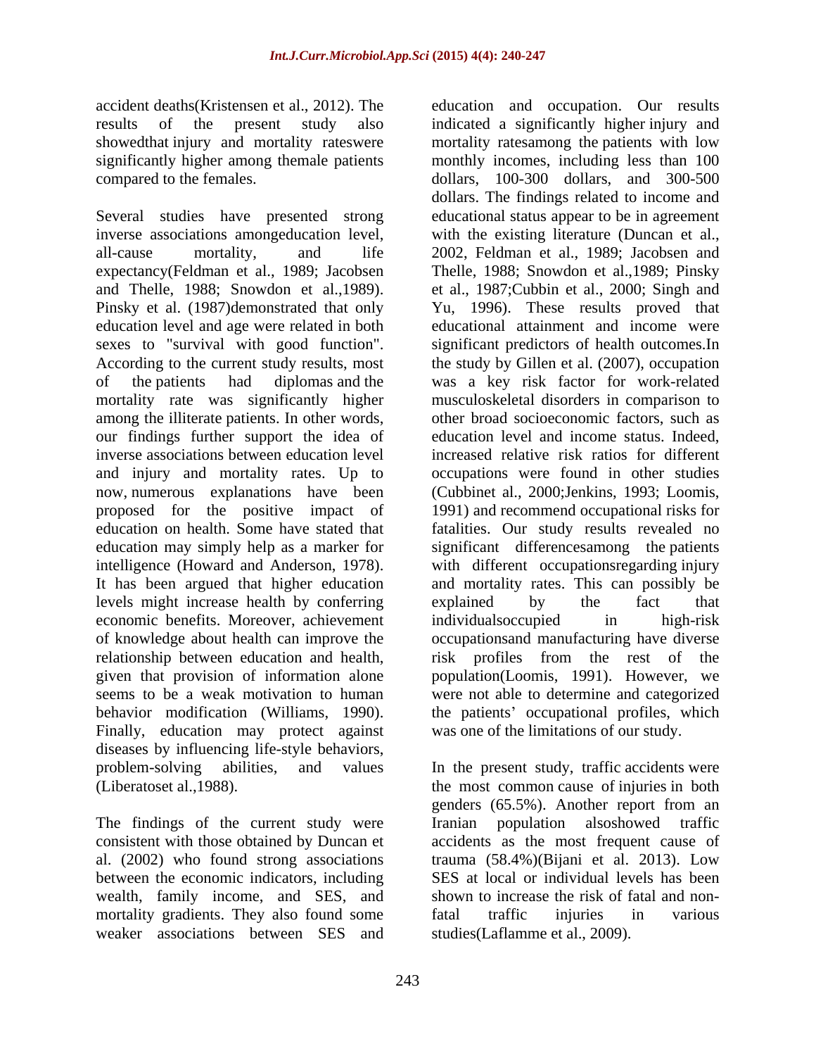accident deaths(Kristensen et al., 2012). The results of the present study also showedthat injury and mortality rateswere significantly higher among themale patients compared to the females.

Several studies have presented strong inverse associations amongeducation level, all-cause mortality, and life expectancy(Feldman et al., 1989; Jacobsen and Thelle, 1988; Snowdon et al.,1989). Pinsky et al. (1987)demonstrated that only education level and age were related in both sexes to "survival with good function". According to the current study results, most of the patients had diplomas and the mortality rate was significantly higher among the illiterate patients. In other words, our findings further support the idea of inverse associations between education level and injury and mortality rates. Up to now, numerous explanations have been proposed for the positive impact of education on health. Some have stated that education may simply help as a marker for intelligence (Howard and Anderson, 1978). It has been argued that higher education levels might increase health by conferring economic benefits. Moreover, achievement of knowledge about health can improve the relationship between education and health, given that provision of information alone seems to be a weak motivation to human behavior modification (Williams, 1990). Finally, education may protect against diseases by influencing life-style behaviors, problem-solving abilities, and values (Liberatoset al.,1988).

The findings of the current study were consistent with those obtained by Duncan et al. (2002) who found strong associations between the economic indicators, including wealth, family income, and SES, and mortality gradients. They also found some weaker associations between SES and education and occupation. Our results indicated a significantly higher injury and mortality ratesamong the patients with low monthly incomes, including less than 100 dollars, 100-300 dollars, and 300-500 dollars. The findings related to income and educational status appear to be in agreement with the existing literature (Duncan et al., 2002, Feldman et al., 1989; Jacobsen and Thelle, 1988; Snowdon et al.,1989; Pinsky et al., 1987;Cubbin et al., 2000; Singh and Yu, 1996). These results proved that educational attainment and income were significant predictors of health outcomes.In the study by Gillen et al. (2007), occupation was a key risk factor for work-related musculoskeletal disorders in comparison to other broad socioeconomic factors, such as education level and income status. Indeed, increased relative risk ratios for different occupations were found in other studies (Cubbinet al., 2000;Jenkins, 1993; Loomis, 1991) and recommend occupational risks for fatalities. Our study results revealed no significant differencesamong the patients with different occupationsregarding injury and mortality rates. This can possibly be explained by the fact that individualsoccupied in high-risk occupationsand manufacturing have diverse risk profiles from the rest of the population(Loomis, 1991). However, we were not able to determine and categorized the patients' occupational profiles, which was one of the limitations of our study.

In the present study, traffic accidents were the most common cause of injuries in both genders (65.5%). Another report from an Iranian population alsoshowed traffic accidents as the most frequent cause of trauma (58.4%)(Bijani et al. 2013). Low SES at local or individual levels has been shown to increase the risk of fatal and non-fatal traffic injuries in various studies(Laflamme et al., 2009).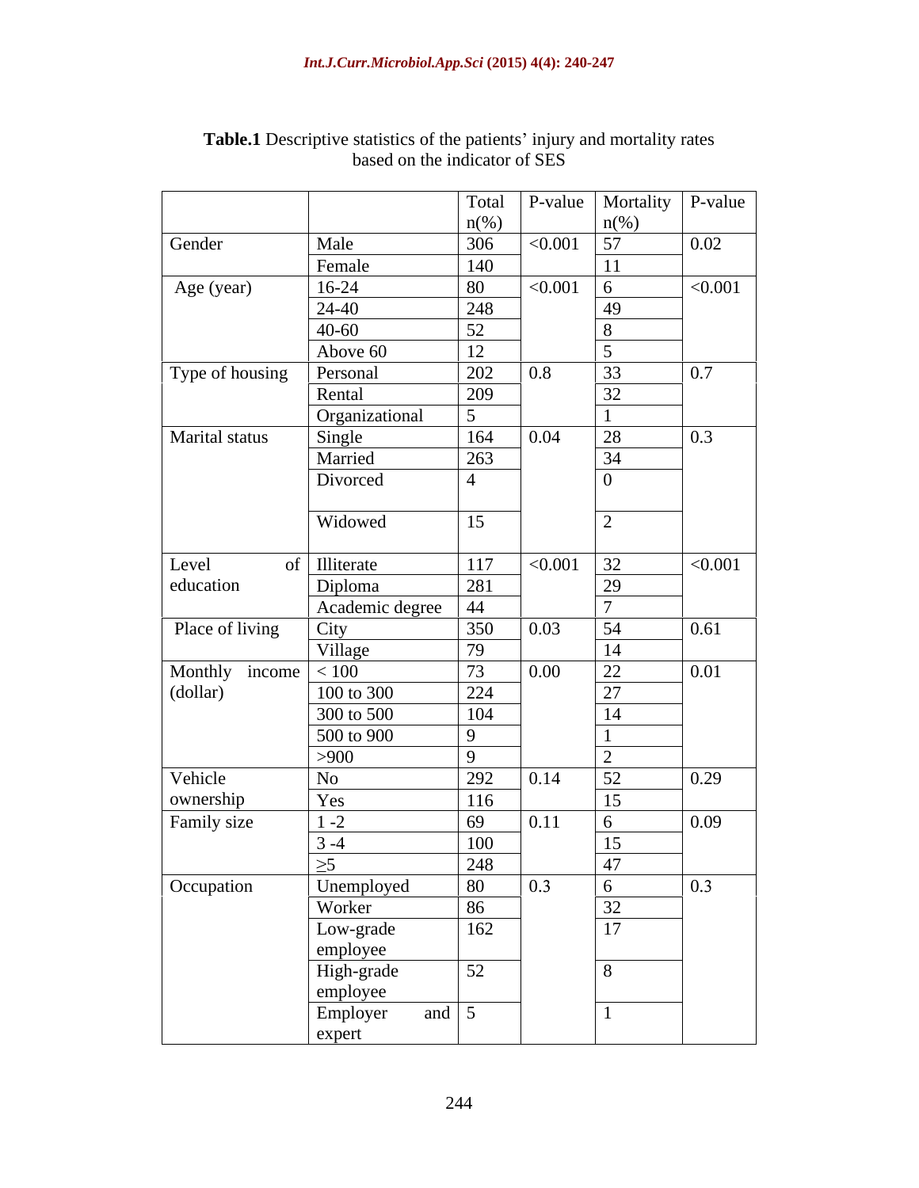**Table.1** Descriptive statistics of the patients' injury and mortality rates based on the indicator of SES

| | | Total n(%) | P-value | Mortality n(%) | P-value |
|---|---|---|---|---|---|
| Gender | Male | 306 | <0.001 | 57 | 0.02 |
| | Female | 140 | | 11 | |
| Age (year) | 16-24 | 80 | <0.001 | 6 | <0.001 |
| | 24-40 | 248 | | 49 | |
| | 40-60 | 52 | | 8 | |
| | Above 60 | 12 | | 5 | |
| Type of housing | Personal | 202 | 0.8 | 33 | 0.7 |
| | Rental | 209 | | 32 | |
| | Organizational | 5 | | 1 | |
| Marital status | Single | 164 | 0.04 | 28 | 0.3 |
| | Married | 263 | | 34 | |
| | Divorced | 4 | | 0 | |
| | Widowed | 15 | | 2 | |
| Level of education | Illiterate | 117 | <0.001 | 32 | <0.001 |
| | Diploma | 281 | | 29 | |
| | Academic degree | 44 | | 7 | |
| Place of living | City | 350 | 0.03 | 54 | 0.61 |
| | Village | 79 | | 14 | |
| Monthly income (dollar) | < 100 | 73 | 0.00 | 22 | 0.01 |
| | 100 to 300 | 224 | | 27 | |
| | 300 to 500 | 104 | | 14 | |
| | 500 to 900 | 9 | | 1 | |
| | >900 | 9 | | 2 | |
| Vehicle ownership | No | 292 | 0.14 | 52 | 0.29 |
| | Yes | 116 | | 15 | |
| Family size | 1 -2 | 69 | 0.11 | 6 | 0.09 |
| | 3 -4 | 100 | | 15 | |
| | ≥5 | 248 | | 47 | |
| Occupation | Unemployed | 80 | 0.3 | 6 | 0.3 |
| | Worker | 86 | | 32 | |
| | Low-grade employee | 162 | | 17 | |
| | High-grade employee | 52 | | 8 | |
| | Employer and expert | 5 | | 1 | |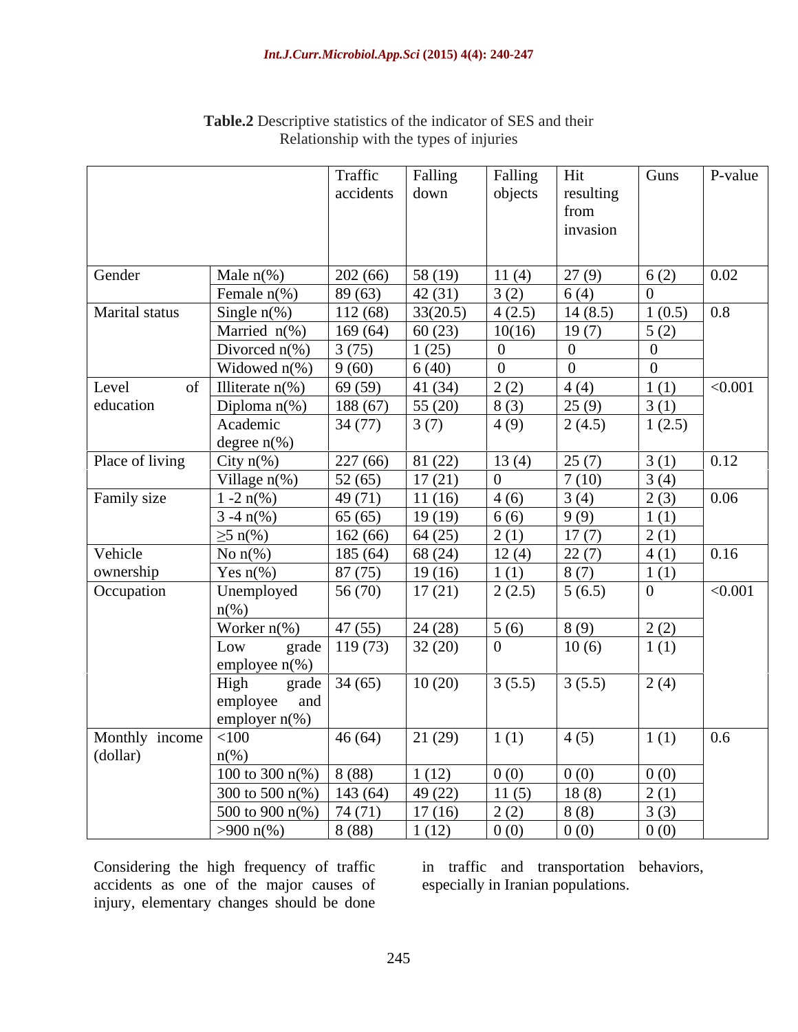**Table.2** Descriptive statistics of the indicator of SES and their Relationship with the types of injuries

| | | Traffic accidents | Falling down | Falling objects | Hit resulting from invasion | Guns | P-value |
|---|---|---|---|---|---|---|---|
| Gender | Male n(%) | 202 (66) | 58 (19) | 11 (4) | 27 (9) | 6 (2) | 0.02 |
| | Female n(%) | 89 (63) | 42 (31) | 3 (2) | 6 (4) | 0 | |
| Marital status | Single n(%) | 112 (68) | 33(20.5) | 4 (2.5) | 14 (8.5) | 1 (0.5) | 0.8 |
| | Married n(%) | 169 (64) | 60 (23) | 10(16) | 19 (7) | 5 (2) | |
| | Divorced n(%) | 3 (75) | 1 (25) | 0 | 0 | 0 | |
| | Widowed n(%) | 9 (60) | 6 (40) | 0 | 0 | 0 | |
| Level of education | Illiterate n(%) | 69 (59) | 41 (34) | 2 (2) | 4 (4) | 1 (1) | <0.001 |
| | Diploma n(%) | 188 (67) | 55 (20) | 8 (3) | 25 (9) | 3 (1) | |
| | Academic degree n(%) | 34 (77) | 3 (7) | 4 (9) | 2 (4.5) | 1 (2.5) | |
| Place of living | City n(%) | 227 (66) | 81 (22) | 13 (4) | 25 (7) | 3 (1) | 0.12 |
| | Village n(%) | 52 (65) | 17 (21) | 0 | 7 (10) | 3 (4) | |
| Family size | 1 -2 n(%) | 49 (71) | 11 (16) | 4 (6) | 3 (4) | 2 (3) | 0.06 |
| | 3 -4 n(%) | 65 (65) | 19 (19) | 6 (6) | 9 (9) | 1 (1) | |
| | ≥5 n(%) | 162 (66) | 64 (25) | 2 (1) | 17 (7) | 2 (1) | |
| Vehicle ownership | No n(%) | 185 (64) | 68 (24) | 12 (4) | 22 (7) | 4 (1) | 0.16 |
| | Yes n(%) | 87 (75) | 19 (16) | 1 (1) | 8 (7) | 1 (1) | |
| Occupation | Unemployed n(%) | 56 (70) | 17 (21) | 2 (2.5) | 5 (6.5) | 0 | <0.001 |
| | Worker n(%) | 47 (55) | 24 (28) | 5 (6) | 8 (9) | 2 (2) | |
| | Low grade employee n(%) | 119 (73) | 32 (20) | 0 | 10 (6) | 1 (1) | |
| | High grade employee and employer n(%) | 34 (65) | 10 (20) | 3 (5.5) | 3 (5.5) | 2 (4) | |
| Monthly income (dollar) | <100 n(%) | 46 (64) | 21 (29) | 1 (1) | 4 (5) | 1 (1) | 0.6 |
| | 100 to 300 n(%) | 8 (88) | 1 (12) | 0 (0) | 0 (0) | 0 (0) | |
| | 300 to 500 n(%) | 143 (64) | 49 (22) | 11 (5) | 18 (8) | 2 (1) | |
| | 500 to 900 n(%) | 74 (71) | 17 (16) | 2 (2) | 8 (8) | 3 (3) | |
| | >900 n(%) | 8 (88) | 1 (12) | 0 (0) | 0 (0) | 0 (0) | |

Considering the high frequency of traffic accidents as one of the major causes of injury, elementary changes should be done in traffic and transportation behaviors, especially in Iranian populations.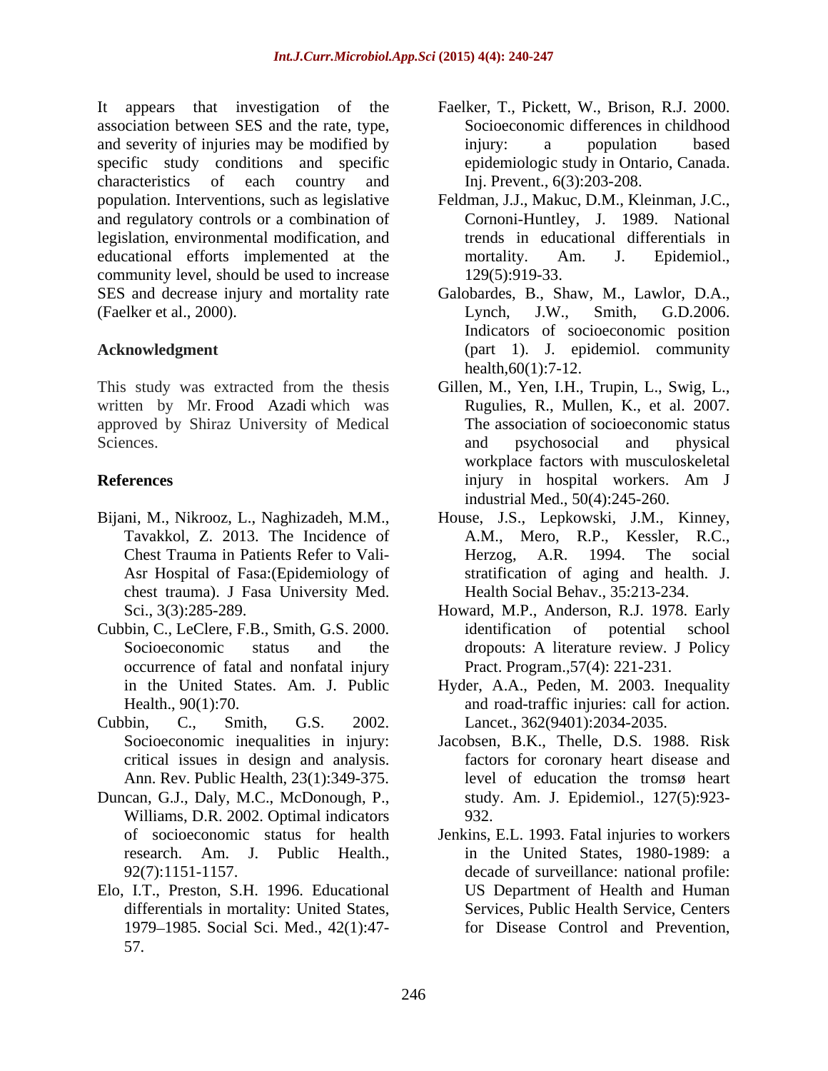It appears that investigation of the association between SES and the rate, type, and severity of injuries may be modified by specific study conditions and specific characteristics of each country and population. Interventions, such as legislative and regulatory controls or a combination of legislation, environmental modification, and educational efforts implemented at the community level, should be used to increase SES and decrease injury and mortality rate (Faelker et al., 2000).

## Acknowledgment

This study was extracted from the thesis written by Mr. Frood Azadi which was approved by Shiraz University of Medical Sciences.

## References

Bijani, M., Nikrooz, L., Naghizadeh, M.M., Tavakkol, Z. 2013. The Incidence of Chest Trauma in Patients Refer to Vali-Asr Hospital of Fasa:(Epidemiology of chest trauma). J Fasa University Med. Sci., 3(3):285-289.

Cubbin, C., LeClere, F.B., Smith, G.S. 2000. Socioeconomic status and the occurrence of fatal and nonfatal injury in the United States. Am. J. Public Health., 90(1):70.

Cubbin, C., Smith, G.S. 2002. Socioeconomic inequalities in injury: critical issues in design and analysis. Ann. Rev. Public Health, 23(1):349-375.

Duncan, G.J., Daly, M.C., McDonough, P., Williams, D.R. 2002. Optimal indicators of socioeconomic status for health research. Am. J. Public Health., 92(7):1151-1157.

Elo, I.T., Preston, S.H. 1996. Educational differentials in mortality: United States, 1979–1985. Social Sci. Med., 42(1):47-57.

Faelker, T., Pickett, W., Brison, R.J. 2000. Socioeconomic differences in childhood injury: a population based epidemiologic study in Ontario, Canada. Inj. Prevent., 6(3):203-208.

Feldman, J.J., Makuc, D.M., Kleinman, J.C., Cornoni-Huntley, J. 1989. National trends in educational differentials in mortality. Am. J. Epidemiol., 129(5):919-33.

Galobardes, B., Shaw, M., Lawlor, D.A., Lynch, J.W., Smith, G.D.2006. Indicators of socioeconomic position (part 1). J. epidemiol. community health,60(1):7-12.

Gillen, M., Yen, I.H., Trupin, L., Swig, L., Rugulies, R., Mullen, K., et al. 2007. The association of socioeconomic status and psychosocial and physical workplace factors with musculoskeletal injury in hospital workers. Am J industrial Med., 50(4):245-260.

House, J.S., Lepkowski, J.M., Kinney, A.M., Mero, R.P., Kessler, R.C., Herzog, A.R. 1994. The social stratification of aging and health. J. Health Social Behav., 35:213-234.

Howard, M.P., Anderson, R.J. 1978. Early identification of potential school dropouts: A literature review. J Policy Pract. Program.,57(4): 221-231.

Hyder, A.A., Peden, M. 2003. Inequality and road-traffic injuries: call for action. Lancet., 362(9401):2034-2035.

Jacobsen, B.K., Thelle, D.S. 1988. Risk factors for coronary heart disease and level of education the tromsø heart study. Am. J. Epidemiol., 127(5):923-932.

Jenkins, E.L. 1993. Fatal injuries to workers in the United States, 1980-1989: a decade of surveillance: national profile: US Department of Health and Human Services, Public Health Service, Centers for Disease Control and Prevention,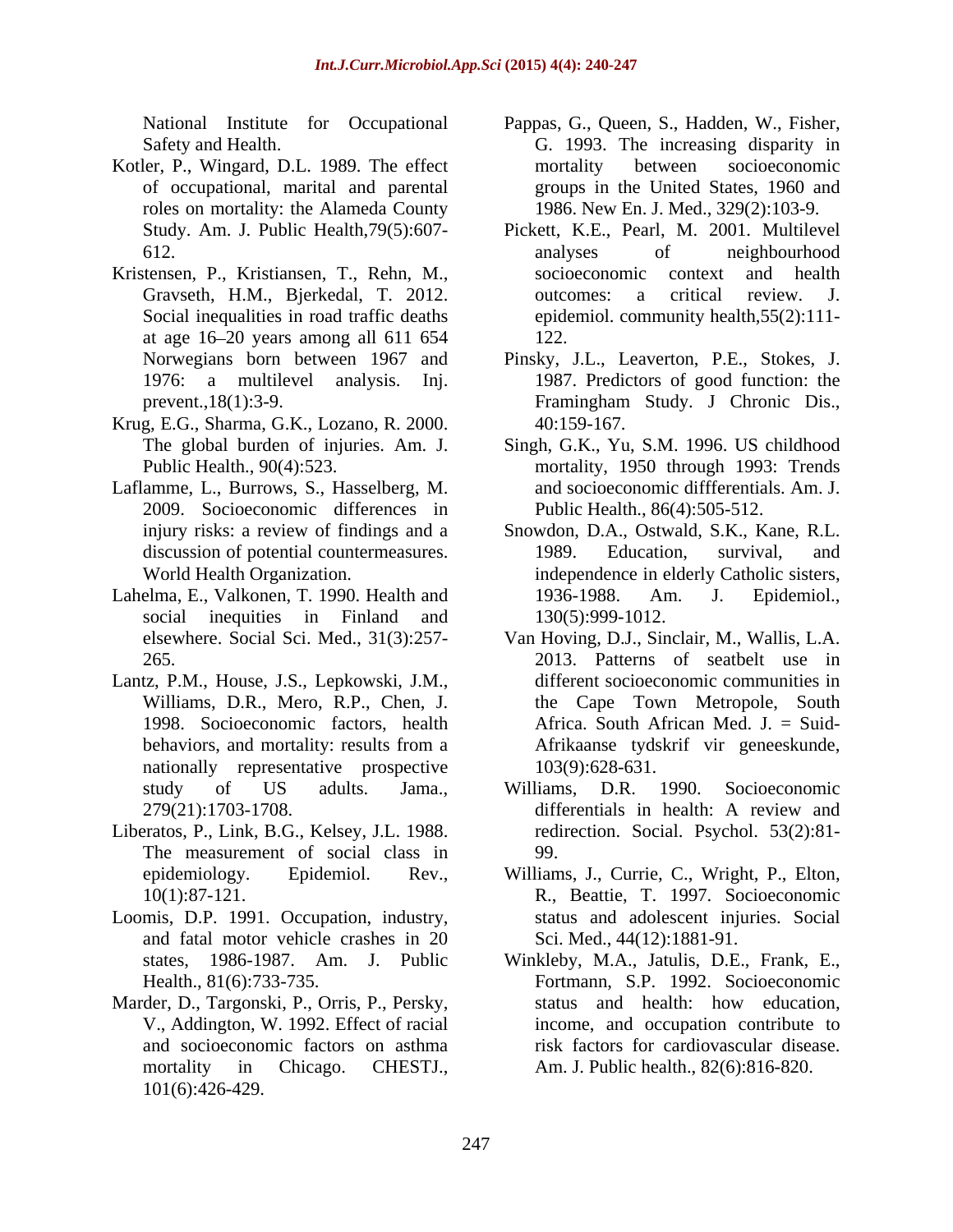National Institute for Occupational Safety and Health.

Kotler, P., Wingard, D.L. 1989. The effect of occupational, marital and parental roles on mortality: the Alameda County Study. Am. J. Public Health,79(5):607-612.

Kristensen, P., Kristiansen, T., Rehn, M., Gravseth, H.M., Bjerkedal, T. 2012. Social inequalities in road traffic deaths at age 16–20 years among all 611 654 Norwegians born between 1967 and 1976: a multilevel analysis. Inj. prevent.,18(1):3-9.

Krug, E.G., Sharma, G.K., Lozano, R. 2000. The global burden of injuries. Am. J. Public Health., 90(4):523.

Laflamme, L., Burrows, S., Hasselberg, M. 2009. Socioeconomic differences in injury risks: a review of findings and a discussion of potential countermeasures. World Health Organization.

Lahelma, E., Valkonen, T. 1990. Health and social inequities in Finland and elsewhere. Social Sci. Med., 31(3):257-265.

Lantz, P.M., House, J.S., Lepkowski, J.M., Williams, D.R., Mero, R.P., Chen, J. 1998. Socioeconomic factors, health behaviors, and mortality: results from a nationally representative prospective study of US adults. Jama., 279(21):1703-1708.

Liberatos, P., Link, B.G., Kelsey, J.L. 1988. The measurement of social class in epidemiology. Epidemiol. Rev., 10(1):87-121.

Loomis, D.P. 1991. Occupation, industry, and fatal motor vehicle crashes in 20 states, 1986-1987. Am. J. Public Health., 81(6):733-735.

Marder, D., Targonski, P., Orris, P., Persky, V., Addington, W. 1992. Effect of racial and socioeconomic factors on asthma mortality in Chicago. CHESTJ., 101(6):426-429.

Pappas, G., Queen, S., Hadden, W., Fisher, G. 1993. The increasing disparity in mortality between socioeconomic groups in the United States, 1960 and 1986. New En. J. Med., 329(2):103-9.

Pickett, K.E., Pearl, M. 2001. Multilevel analyses of neighbourhood socioeconomic context and health outcomes: a critical review. J. epidemiol. community health,55(2):111-122.

Pinsky, J.L., Leaverton, P.E., Stokes, J. 1987. Predictors of good function: the Framingham Study. J Chronic Dis., 40:159-167.

Singh, G.K., Yu, S.M. 1996. US childhood mortality, 1950 through 1993: Trends and socioeconomic diffferentials. Am. J. Public Health., 86(4):505-512.

Snowdon, D.A., Ostwald, S.K., Kane, R.L. 1989. Education, survival, and independence in elderly Catholic sisters, 1936-1988. Am. J. Epidemiol., 130(5):999-1012.

Van Hoving, D.J., Sinclair, M., Wallis, L.A. 2013. Patterns of seatbelt use in different socioeconomic communities in the Cape Town Metropole, South Africa. South African Med. J. = Suid-Afrikaanse tydskrif vir geneeskunde, 103(9):628-631.

Williams, D.R. 1990. Socioeconomic differentials in health: A review and redirection. Social. Psychol. 53(2):81-99.

Williams, J., Currie, C., Wright, P., Elton, R., Beattie, T. 1997. Socioeconomic status and adolescent injuries. Social Sci. Med., 44(12):1881-91.

Winkleby, M.A., Jatulis, D.E., Frank, E., Fortmann, S.P. 1992. Socioeconomic status and health: how education, income, and occupation contribute to risk factors for cardiovascular disease. Am. J. Public health., 82(6):816-820.